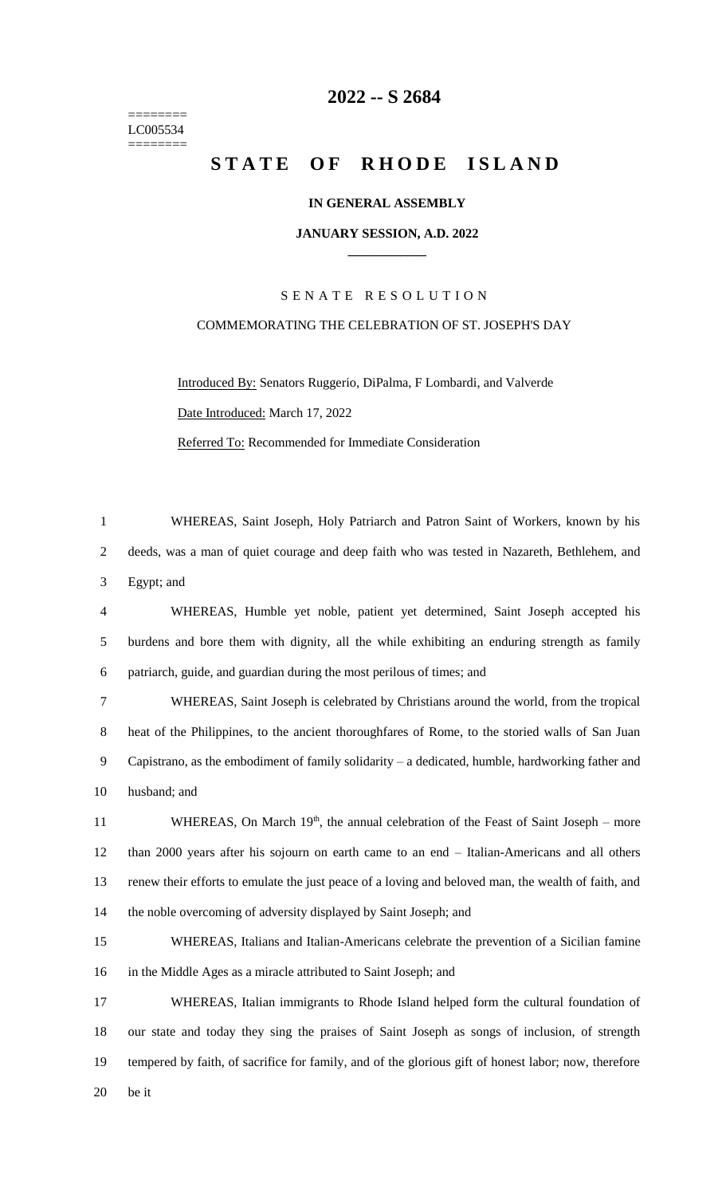# 2022 -- S 2684

========
LC005534
========

# STATE OF RHODE ISLAND

**IN GENERAL ASSEMBLY**

**JANUARY SESSION, A.D. 2022**

____________

SENATE RESOLUTION

COMMEMORATING THE CELEBRATION OF ST. JOSEPH'S DAY

Introduced By: Senators Ruggerio, DiPalma, F Lombardi, and Valverde

Date Introduced: March 17, 2022

Referred To: Recommended for Immediate Consideration

1 WHEREAS, Saint Joseph, Holy Patriarch and Patron Saint of Workers, known by his
2 deeds, was a man of quiet courage and deep faith who was tested in Nazareth, Bethlehem, and
3 Egypt; and

4 WHEREAS, Humble yet noble, patient yet determined, Saint Joseph accepted his
5 burdens and bore them with dignity, all the while exhibiting an enduring strength as family
6 patriarch, guide, and guardian during the most perilous of times; and

7 WHEREAS, Saint Joseph is celebrated by Christians around the world, from the tropical
8 heat of the Philippines, to the ancient thoroughfares of Rome, to the storied walls of San Juan
9 Capistrano, as the embodiment of family solidarity – a dedicated, humble, hardworking father and
10 husband; and

11 WHEREAS, On March 19th, the annual celebration of the Feast of Saint Joseph – more
12 than 2000 years after his sojourn on earth came to an end – Italian-Americans and all others
13 renew their efforts to emulate the just peace of a loving and beloved man, the wealth of faith, and
14 the noble overcoming of adversity displayed by Saint Joseph; and

15 WHEREAS, Italians and Italian-Americans celebrate the prevention of a Sicilian famine
16 in the Middle Ages as a miracle attributed to Saint Joseph; and

17 WHEREAS, Italian immigrants to Rhode Island helped form the cultural foundation of
18 our state and today they sing the praises of Saint Joseph as songs of inclusion, of strength
19 tempered by faith, of sacrifice for family, and of the glorious gift of honest labor; now, therefore
20 be it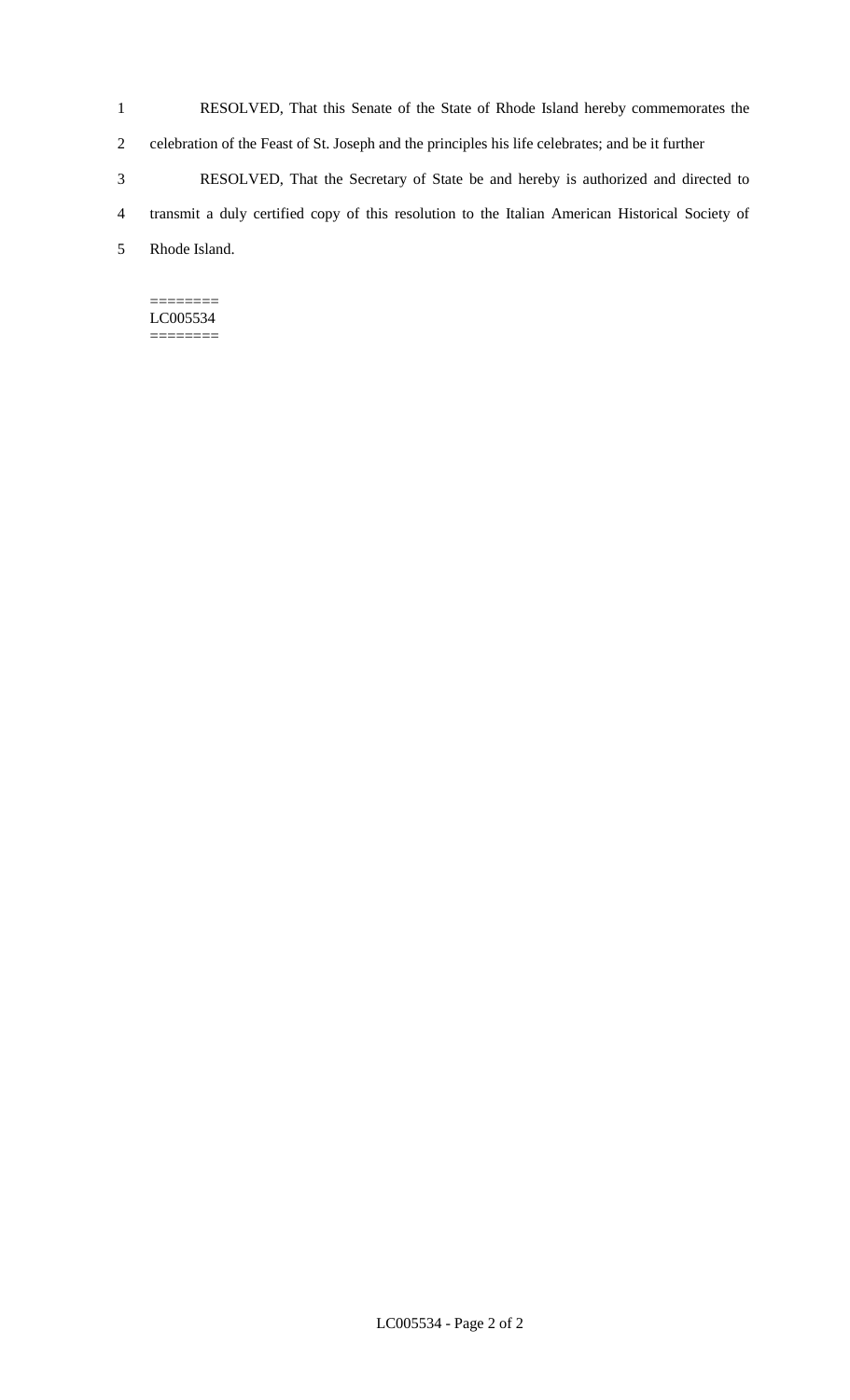RESOLVED, That this Senate of the State of Rhode Island hereby commemorates the celebration of the Feast of St. Joseph and the principles his life celebrates; and be it further

RESOLVED, That the Secretary of State be and hereby is authorized and directed to transmit a duly certified copy of this resolution to the Italian American Historical Society of Rhode Island.

========
LC005534
========